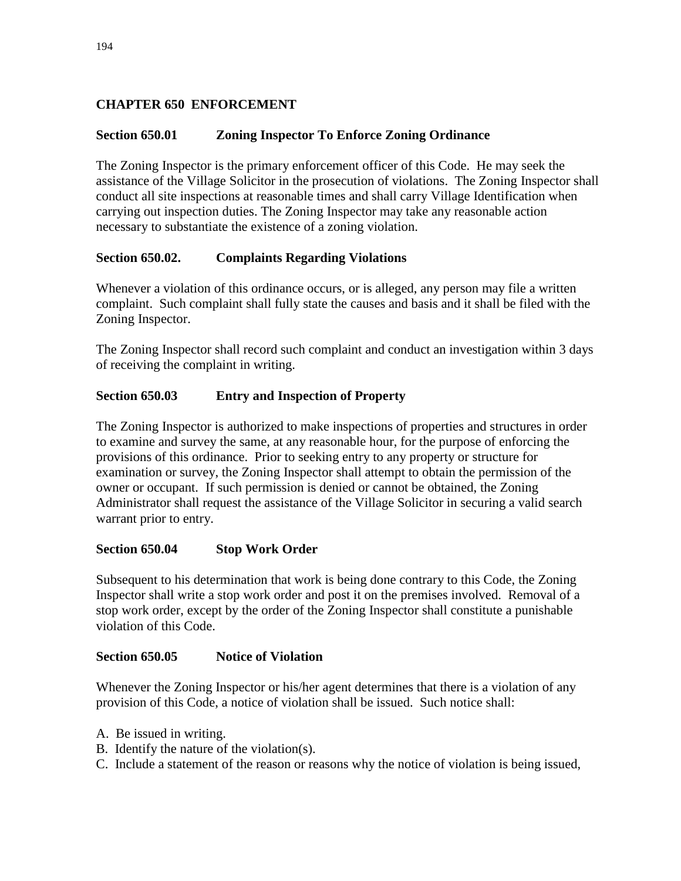## CHAPTER 650 ENFORCEMENT

### Section 650.01 Zoning Inspector To Enforce Zoning Ordinance

The Zoning Inspector is the primary enforcement officer of this Code. He may seek the assistance of the Village Solicitor in the prosecution of violations. The Zoning Inspector shall conduct all site inspections at reasonable times and shall carry Village Identification when carrying out inspection duties. The Zoning Inspector may take any reasonable action necessary to substantiate the existence of a zoning violation.

### Section 650.02. Complaints Regarding Violations

Whenever a violation of this ordinance occurs, or is alleged, any person may file a written complaint. Such complaint shall fully state the causes and basis and it shall be filed with the Zoning Inspector.

The Zoning Inspector shall record such complaint and conduct an investigation within 3 days of receiving the complaint in writing.

### Section 650.03 Entry and Inspection of Property

The Zoning Inspector is authorized to make inspections of properties and structures in order to examine and survey the same, at any reasonable hour, for the purpose of enforcing the provisions of this ordinance. Prior to seeking entry to any property or structure for examination or survey, the Zoning Inspector shall attempt to obtain the permission of the owner or occupant. If such permission is denied or cannot be obtained, the Zoning Administrator shall request the assistance of the Village Solicitor in securing a valid search warrant prior to entry.

### Section 650.04 Stop Work Order

Subsequent to his determination that work is being done contrary to this Code, the Zoning Inspector shall write a stop work order and post it on the premises involved. Removal of a stop work order, except by the order of the Zoning Inspector shall constitute a punishable violation of this Code.

### Section 650.05 Notice of Violation

Whenever the Zoning Inspector or his/her agent determines that there is a violation of any provision of this Code, a notice of violation shall be issued. Such notice shall:

A. Be issued in writing.
B. Identify the nature of the violation(s).
C. Include a statement of the reason or reasons why the notice of violation is being issued,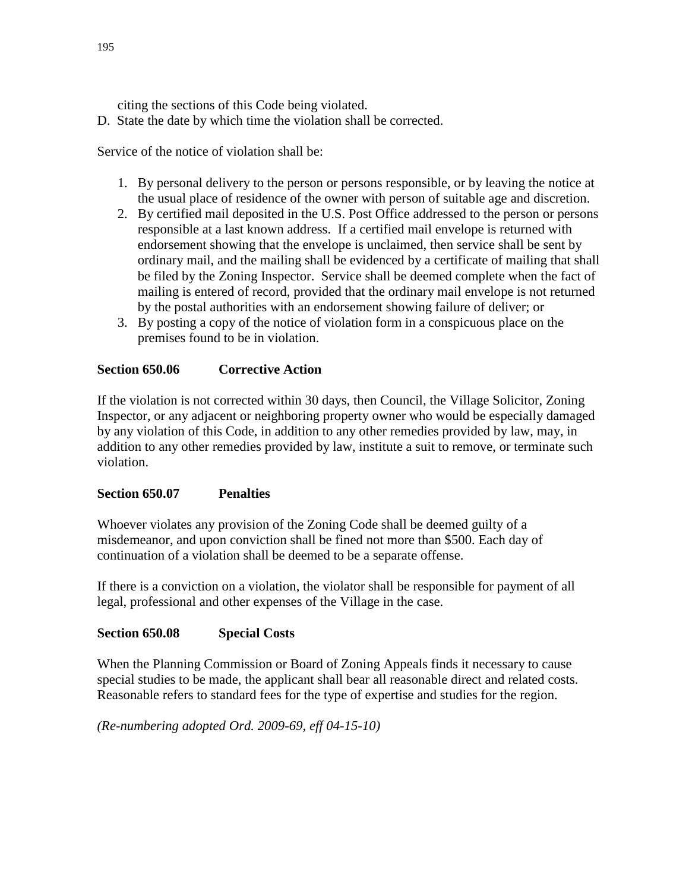citing the sections of this Code being violated.

D. State the date by which time the violation shall be corrected.

Service of the notice of violation shall be:

1. By personal delivery to the person or persons responsible, or by leaving the notice at the usual place of residence of the owner with person of suitable age and discretion.
2. By certified mail deposited in the U.S. Post Office addressed to the person or persons responsible at a last known address. If a certified mail envelope is returned with endorsement showing that the envelope is unclaimed, then service shall be sent by ordinary mail, and the mailing shall be evidenced by a certificate of mailing that shall be filed by the Zoning Inspector. Service shall be deemed complete when the fact of mailing is entered of record, provided that the ordinary mail envelope is not returned by the postal authorities with an endorsement showing failure of deliver; or
3. By posting a copy of the notice of violation form in a conspicuous place on the premises found to be in violation.

**Section 650.06 Corrective Action**

If the violation is not corrected within 30 days, then Council, the Village Solicitor, Zoning Inspector, or any adjacent or neighboring property owner who would be especially damaged by any violation of this Code, in addition to any other remedies provided by law, may, in addition to any other remedies provided by law, institute a suit to remove, or terminate such violation.

**Section 650.07 Penalties**

Whoever violates any provision of the Zoning Code shall be deemed guilty of a misdemeanor, and upon conviction shall be fined not more than $500. Each day of continuation of a violation shall be deemed to be a separate offense.

If there is a conviction on a violation, the violator shall be responsible for payment of all legal, professional and other expenses of the Village in the case.

**Section 650.08 Special Costs**

When the Planning Commission or Board of Zoning Appeals finds it necessary to cause special studies to be made, the applicant shall bear all reasonable direct and related costs. Reasonable refers to standard fees for the type of expertise and studies for the region.

*(Re-numbering adopted Ord. 2009-69, eff 04-15-10)*